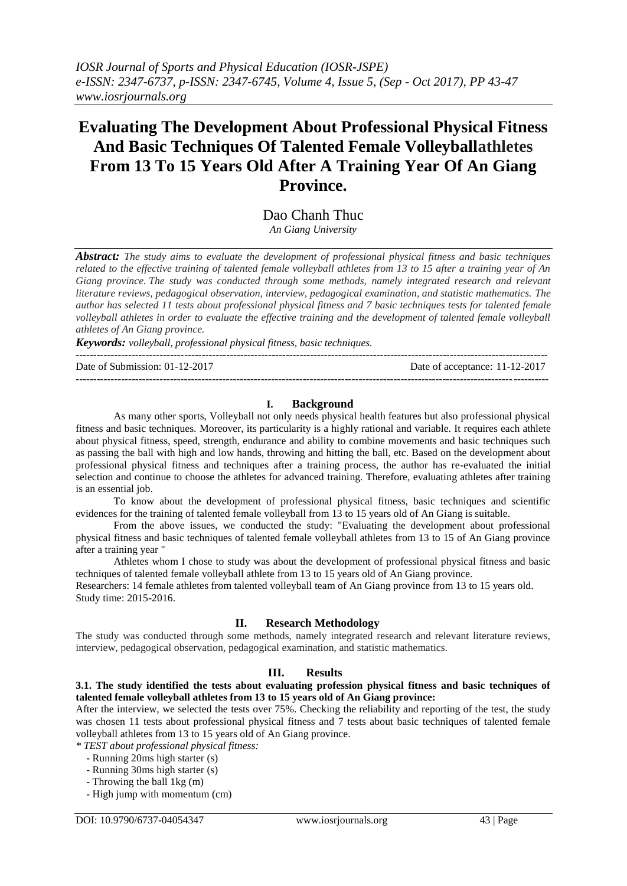# Evaluating The Development About Professional Physical Fitness And Basic Techniques Of Talented Female Volleyballathletes From 13 To 15 Years Old After A Training Year Of An Giang Province.

Dao Chanh Thuc

*An Giang University*

***Abstract:*** *The study aims to evaluate the development of professional physical fitness and basic techniques related to the effective training of talented female volleyball athletes from 13 to 15 after a training year of An Giang province. The study was conducted through some methods, namely integrated research and relevant literature reviews, pedagogical observation, interview, pedagogical examination, and statistic mathematics. The author has selected 11 tests about professional physical fitness and 7 basic techniques tests for talented female volleyball athletes in order to evaluate the effective training and the development of talented female volleyball athletes of An Giang province.*

***Keywords:*** *volleyball, professional physical fitness, basic techniques.*

Date of Submission: 01-12-2017 Date of acceptance: 11-12-2017

## I. Background

As many other sports, Volleyball not only needs physical health features but also professional physical fitness and basic techniques. Moreover, its particularity is a highly rational and variable. It requires each athlete about physical fitness, speed, strength, endurance and ability to combine movements and basic techniques such as passing the ball with high and low hands, throwing and hitting the ball, etc. Based on the development about professional physical fitness and techniques after a training process, the author has re-evaluated the initial selection and continue to choose the athletes for advanced training. Therefore, evaluating athletes after training is an essential job.

To know about the development of professional physical fitness, basic techniques and scientific evidences for the training of talented female volleyball from 13 to 15 years old of An Giang is suitable.

From the above issues, we conducted the study: "Evaluating the development about professional physical fitness and basic techniques of talented female volleyball athletes from 13 to 15 of An Giang province after a training year "

Athletes whom I chose to study was about the development of professional physical fitness and basic techniques of talented female volleyball athlete from 13 to 15 years old of An Giang province.

Researchers: 14 female athletes from talented volleyball team of An Giang province from 13 to 15 years old.

Study time: 2015-2016.

## II. Research Methodology

The study was conducted through some methods, namely integrated research and relevant literature reviews, interview, pedagogical observation, pedagogical examination, and statistic mathematics.

## III. Results

**3.1. The study identified the tests about evaluating profession physical fitness and basic techniques of talented female volleyball athletes from 13 to 15 years old of An Giang province:**

After the interview, we selected the tests over 75%. Checking the reliability and reporting of the test, the study was chosen 11 tests about professional physical fitness and 7 tests about basic techniques of talented female volleyball athletes from 13 to 15 years old of An Giang province.

*\* TEST about professional physical fitness:*

- Running 20ms high starter (s)
- Running 30ms high starter (s)
- Throwing the ball 1kg (m)
- High jump with momentum (cm)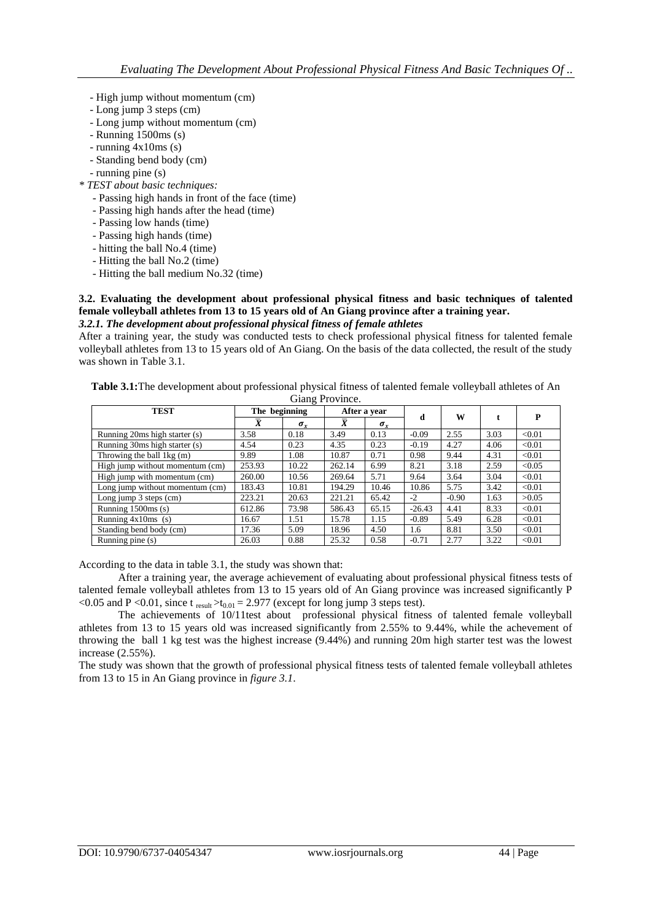- High jump without momentum (cm)
- Long jump 3 steps (cm)
- Long jump without momentum (cm)
- Running 1500ms (s)
- running 4x10ms (s)
- Standing bend body (cm)
- running pine (s)

*\* TEST about basic techniques:*

- Passing high hands in front of the face (time)
- Passing high hands after the head (time)
- Passing low hands (time)
- Passing high hands (time)
- hitting the ball No.4 (time)
- Hitting the ball No.2 (time)
- Hitting the ball medium No.32 (time)

### 3.2. Evaluating the development about professional physical fitness and basic techniques of talented female volleyball athletes from 13 to 15 years old of An Giang province after a training year.

#### *3.2.1. The development about professional physical fitness of female athletes*

After a training year, the study was conducted tests to check professional physical fitness for talented female volleyball athletes from 13 to 15 years old of An Giang. On the basis of the data collected, the result of the study was shown in Table 3.1.

**Table 3.1:** The development about professional physical fitness of talented female volleyball athletes of An Giang Province.

| TEST | The beginning | | After a year | | d | W | t | P |
|---|---|---|---|---|---|---|---|---|
| | $\bar{X}$ | $\sigma_x$ | $\bar{X}$ | $\sigma_x$ | | | | |
| Running 20ms high starter (s) | 3.58 | 0.18 | 3.49 | 0.13 | -0.09 | 2.55 | 3.03 | <0.01 |
| Running 30ms high starter (s) | 4.54 | 0.23 | 4.35 | 0.23 | -0.19 | 4.27 | 4.06 | <0.01 |
| Throwing the ball 1kg (m) | 9.89 | 1.08 | 10.87 | 0.71 | 0.98 | 9.44 | 4.31 | <0.01 |
| High jump without momentum (cm) | 253.93 | 10.22 | 262.14 | 6.99 | 8.21 | 3.18 | 2.59 | <0.05 |
| High jump with momentum (cm) | 260.00 | 10.56 | 269.64 | 5.71 | 9.64 | 3.64 | 3.04 | <0.01 |
| Long jump without momentum (cm) | 183.43 | 10.81 | 194.29 | 10.46 | 10.86 | 5.75 | 3.42 | <0.01 |
| Long jump 3 steps (cm) | 223.21 | 20.63 | 221.21 | 65.42 | -2 | -0.90 | 1.63 | >0.05 |
| Running 1500ms (s) | 612.86 | 73.98 | 586.43 | 65.15 | -26.43 | 4.41 | 8.33 | <0.01 |
| Running 4x10ms (s) | 16.67 | 1.51 | 15.78 | 1.15 | -0.89 | 5.49 | 6.28 | <0.01 |
| Standing bend body (cm) | 17.36 | 5.09 | 18.96 | 4.50 | 1.6 | 8.81 | 3.50 | <0.01 |
| Running pine (s) | 26.03 | 0.88 | 25.32 | 0.58 | -0.71 | 2.77 | 3.22 | <0.01 |

According to the data in table 3.1, the study was shown that:

After a training year, the average achievement of evaluating about professional physical fitness tests of talented female volleyball athletes from 13 to 15 years old of An Giang province was increased significantly P <0.05 and P <0.01, since $t_{result} > t_{0.01} = 2.977$ (except for long jump 3 steps test).

The achievements of 10/11test about professional physical fitness of talented female volleyball athletes from 13 to 15 years old was increased significantly from 2.55% to 9.44%, while the achevement of throwing the ball 1 kg test was the highest increase (9.44%) and running 20m high starter test was the lowest increase (2.55%).

The study was shown that the growth of professional physical fitness tests of talented female volleyball athletes from 13 to 15 in An Giang province in *figure 3.1*.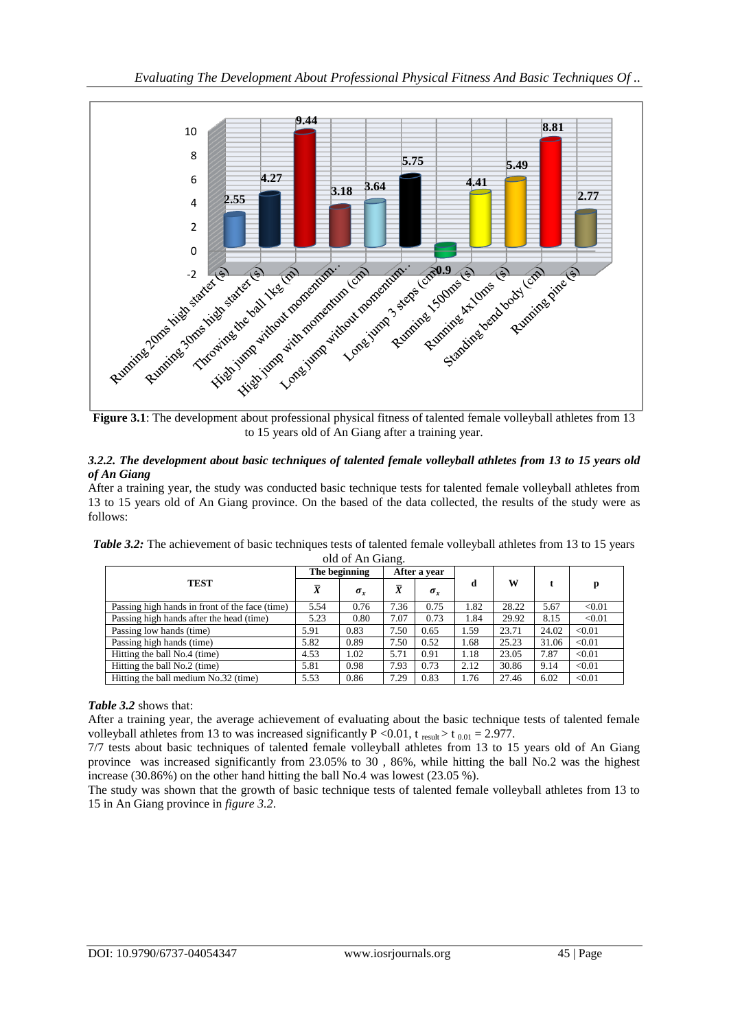**Figure 3.1**: The development about professional physical fitness of talented female volleyball athletes from 13 to 15 years old of An Giang after a training year.

### *3.2.2. The development about basic techniques of talented female volleyball athletes from 13 to 15 years old of An Giang*

After a training year, the study was conducted basic technique tests for talented female volleyball athletes from 13 to 15 years old of An Giang province. On the based of the data collected, the results of the study were as follows:

***Table 3.2:*** The achievement of basic techniques tests of talented female volleyball athletes from 13 to 15 years old of An Giang.

| TEST | The beginning | | After a year | | d | W | t | p |
|---|---|---|---|---|---|---|---|---|
| | $\bar{X}$ | $\sigma_x$ | $\bar{X}$ | $\sigma_x$ | | | | |
| Passing high hands in front of the face (time) | 5.54 | 0.76 | 7.36 | 0.75 | 1.82 | 28.22 | 5.67 | <0.01 |
| Passing high hands after the head (time) | 5.23 | 0.80 | 7.07 | 0.73 | 1.84 | 29.92 | 8.15 | <0.01 |
| Passing low hands (time) | 5.91 | 0.83 | 7.50 | 0.65 | 1.59 | 23.71 | 24.02 | <0.01 |
| Passing high hands (time) | 5.82 | 0.89 | 7.50 | 0.52 | 1.68 | 25.23 | 31.06 | <0.01 |
| Hitting the ball No.4 (time) | 4.53 | 1.02 | 5.71 | 0.91 | 1.18 | 23.05 | 7.87 | <0.01 |
| Hitting the ball No.2 (time) | 5.81 | 0.98 | 7.93 | 0.73 | 2.12 | 30.86 | 9.14 | <0.01 |
| Hitting the ball medium No.32 (time) | 5.53 | 0.86 | 7.29 | 0.83 | 1.76 | 27.46 | 6.02 | <0.01 |

***Table 3.2*** shows that:

After a training year, the average achievement of evaluating about the basic technique tests of talented female volleyball athletes from 13 to was increased significantly P <0.01, $t_{result} > t_{0.01} = 2.977$.

7/7 tests about basic techniques of talented female volleyball athletes from 13 to 15 years old of An Giang province was increased significantly from 23.05% to 30 , 86%, while hitting the ball No.2 was the highest increase (30.86%) on the other hand hitting the ball No.4 was lowest (23.05 %).

The study was shown that the growth of basic technique tests of talented female volleyball athletes from 13 to 15 in An Giang province in *figure 3.2*.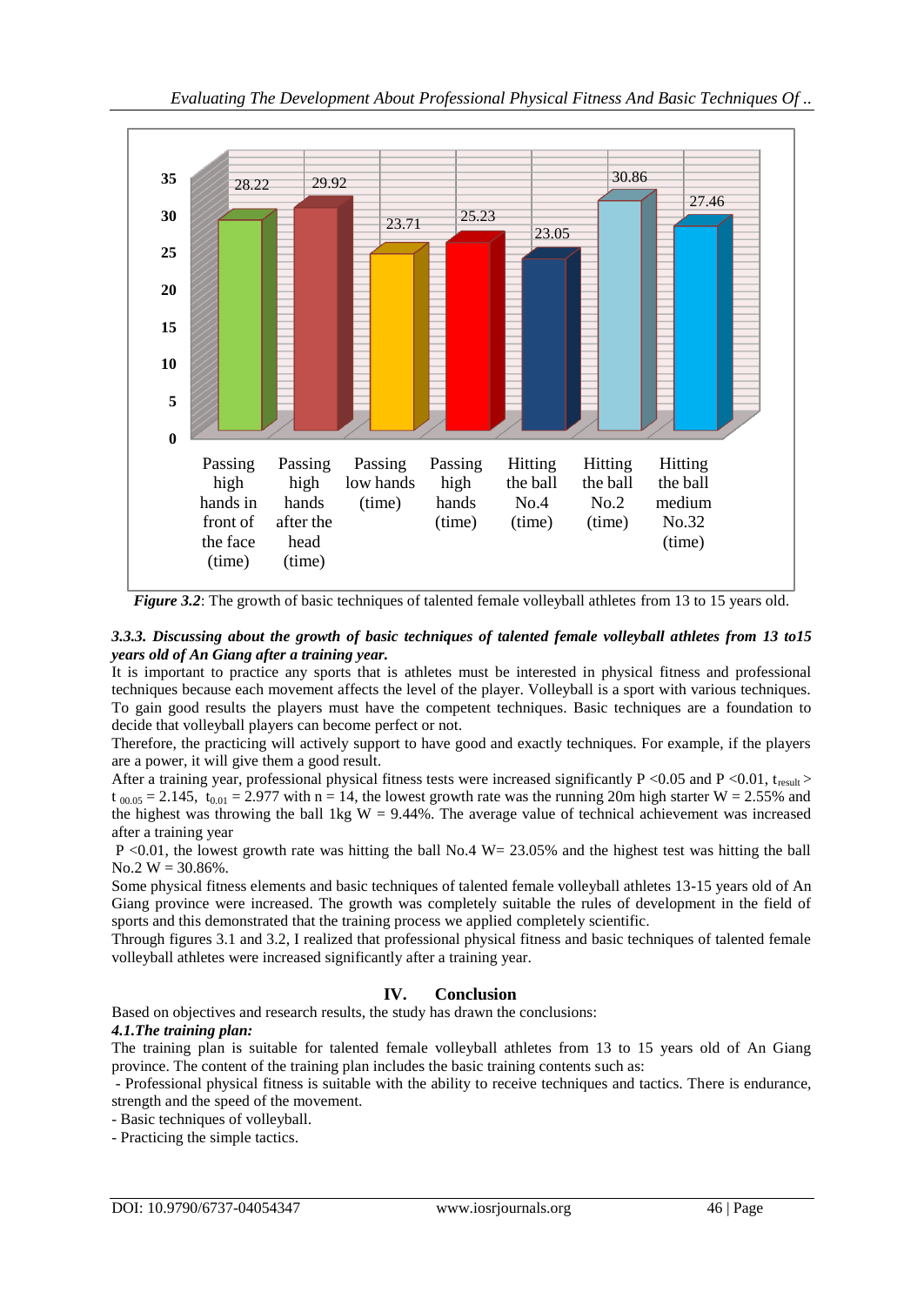Figure 3.2 data (values shown on chart):

| Test | Value |
|---|---|
| Passing high hands in front of the face (time) | 28.22 |
| Passing high hands after the head (time) | 29.92 |
| Passing low hands (time) | 23.71 |
| Passing high hands (time) | 25.23 |
| Hitting the ball No.4 (time) | 23.05 |
| Hitting the ball No.2 (time) | 30.86 |
| Hitting the ball medium No.32 (time) | 27.46 |

***Figure 3.2***: The growth of basic techniques of talented female volleyball athletes from 13 to 15 years old.

#### *3.3.3. Discussing about the growth of basic techniques of talented female volleyball athletes from 13 to15 years old of An Giang after a training year.*

It is important to practice any sports that is athletes must be interested in physical fitness and professional techniques because each movement affects the level of the player. Volleyball is a sport with various techniques. To gain good results the players must have the competent techniques. Basic techniques are a foundation to decide that volleyball players can become perfect or not.

Therefore, the practicing will actively support to have good and exactly techniques. For example, if the players are a power, it will give them a good result.

After a training year, professional physical fitness tests were increased significantly $P < 0.05$ and $P < 0.01$, $t_{result} > t_{00.05} = 2.145$, $t_{0.01} = 2.977$ with $n = 14$, the lowest growth rate was the running 20m high starter $W = 2.55\%$ and the highest was throwing the ball 1kg $W = 9.44\%$. The average value of technical achievement was increased after a training year

$P < 0.01$, the lowest growth rate was hitting the ball No.4 $W = 23.05\%$ and the highest test was hitting the ball No.2 $W = 30.86\%$.

Some physical fitness elements and basic techniques of talented female volleyball athletes 13-15 years old of An Giang province were increased. The growth was completely suitable the rules of development in the field of sports and this demonstrated that the training process we applied completely scientific.

Through figures 3.1 and 3.2, I realized that professional physical fitness and basic techniques of talented female volleyball athletes were increased significantly after a training year.

## IV. Conclusion

Based on objectives and research results, the study has drawn the conclusions:

***4.1.The training plan:***

The training plan is suitable for talented female volleyball athletes from 13 to 15 years old of An Giang province. The content of the training plan includes the basic training contents such as:

- Professional physical fitness is suitable with the ability to receive techniques and tactics. There is endurance, strength and the speed of the movement.
- Basic techniques of volleyball.
- Practicing the simple tactics.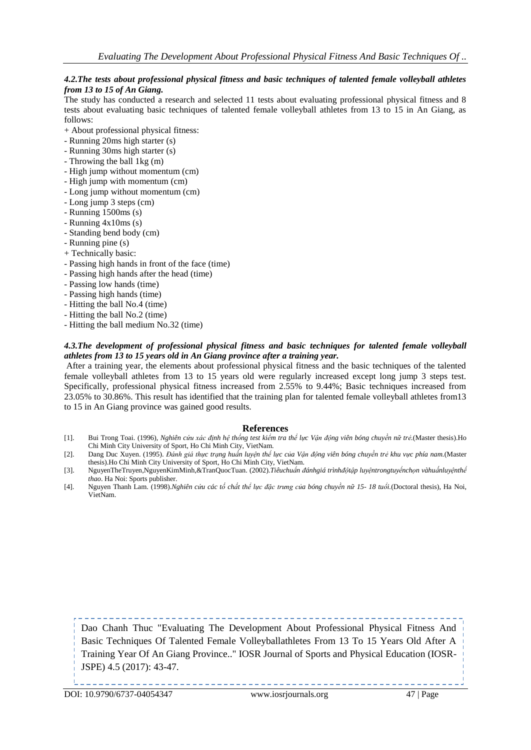#### *4.2.The tests about professional physical fitness and basic techniques of talented female volleyball athletes from 13 to 15 of An Giang.*

The study has conducted a research and selected 11 tests about evaluating professional physical fitness and 8 tests about evaluating basic techniques of talented female volleyball athletes from 13 to 15 in An Giang, as follows:

+ About professional physical fitness:
- Running 20ms high starter (s)
- Running 30ms high starter (s)
- Throwing the ball 1kg (m)
- High jump without momentum (cm)
- High jump with momentum (cm)
- Long jump without momentum (cm)
- Long jump 3 steps (cm)
- Running 1500ms (s)
- Running 4x10ms (s)
- Standing bend body (cm)
- Running pine (s)

+ Technically basic:
- Passing high hands in front of the face (time)
- Passing high hands after the head (time)
- Passing low hands (time)
- Passing high hands (time)
- Hitting the ball No.4 (time)
- Hitting the ball No.2 (time)
- Hitting the ball medium No.32 (time)

#### *4.3.The development of professional physical fitness and basic techniques for talented female volleyball athletes from 13 to 15 years old in An Giang province after a training year.*

After a training year, the elements about professional physical fitness and the basic techniques of the talented female volleyball athletes from 13 to 15 years old were regularly increased except long jump 3 steps test. Specifically, professional physical fitness increased from 2.55% to 9.44%; Basic techniques increased from 23.05% to 30.86%. This result has identified that the training plan for talented female volleyball athletes from13 to 15 in An Giang province was gained good results.

## References

[1]. Bui Trong Toai. (1996), *Nghiên cứu xác định hệ thống test kiểm tra thể lực Vận động viên bóng chuyền nữ trẻ*.(Master thesis).Ho Chi Minh City University of Sport, Ho Chi Minh City, VietNam.

[2]. Dang Duc Xuyen. (1995). *Đánh giá thực trạng huấn luyện thể lực của Vận động viên bóng chuyền trẻ khu vực phía nam*.(Master thesis).Ho Chi Minh City University of Sport, Ho Chi Minh City, VietNam.

[3]. NguyenTheTruyen,NguyenKimMinh,&TranQuocTuan. (2002).*Tiêuchuẩn đánhgiá trìnhđộtập luyệntrongtuyểnchọn vàhuấnluyệnthể thao*. Ha Noi: Sports publisher.

[4]. Nguyen Thanh Lam. (1998).*Nghiên cứu các tố chất thể lực đặc trưng của bóng chuyền nữ 15- 18 tuổi*.(Doctoral thesis), Ha Noi, VietNam.

Dao Chanh Thuc "Evaluating The Development About Professional Physical Fitness And Basic Techniques Of Talented Female Volleyballathletes From 13 To 15 Years Old After A Training Year Of An Giang Province.." IOSR Journal of Sports and Physical Education (IOSR-JSPE) 4.5 (2017): 43-47.